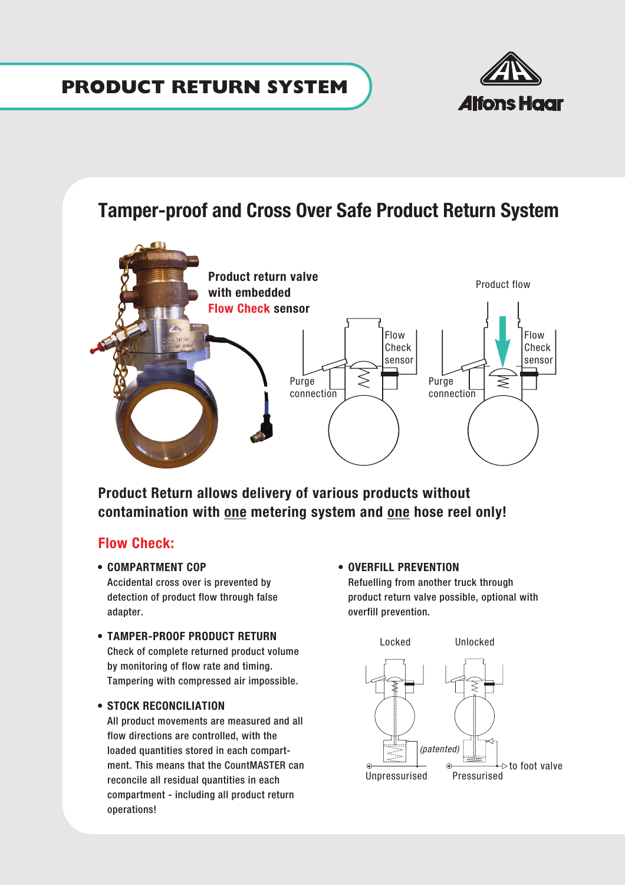# PRODUCT RETURN SYSTEM

Alfons Haar

## Tamper-proof and Cross Over Safe Product Return System

Product return valve with embedded **Flow Check** sensor

Flow Check sensor

Purge connection

Product flow

**Product Return allows delivery of various products without contamination with one metering system and one hose reel only!**

### Flow Check:

- **COMPARTMENT COP**
  Accidental cross over is prevented by detection of product flow through false adapter.

- **TAMPER-PROOF PRODUCT RETURN**
  Check of complete returned product volume by monitoring of flow rate and timing. Tampering with compressed air impossible.

- **STOCK RECONCILIATION**
  All product movements are measured and all flow directions are controlled, with the loaded quantities stored in each compartment. This means that the CountMASTER can reconcile all residual quantities in each compartment - including all product return operations!

- **OVERFILL PREVENTION**
  Refuelling from another truck through product return valve possible, optional with overfill prevention.

Locked | Unlocked

*(patented)*

Unpressurised | Pressurised | to foot valve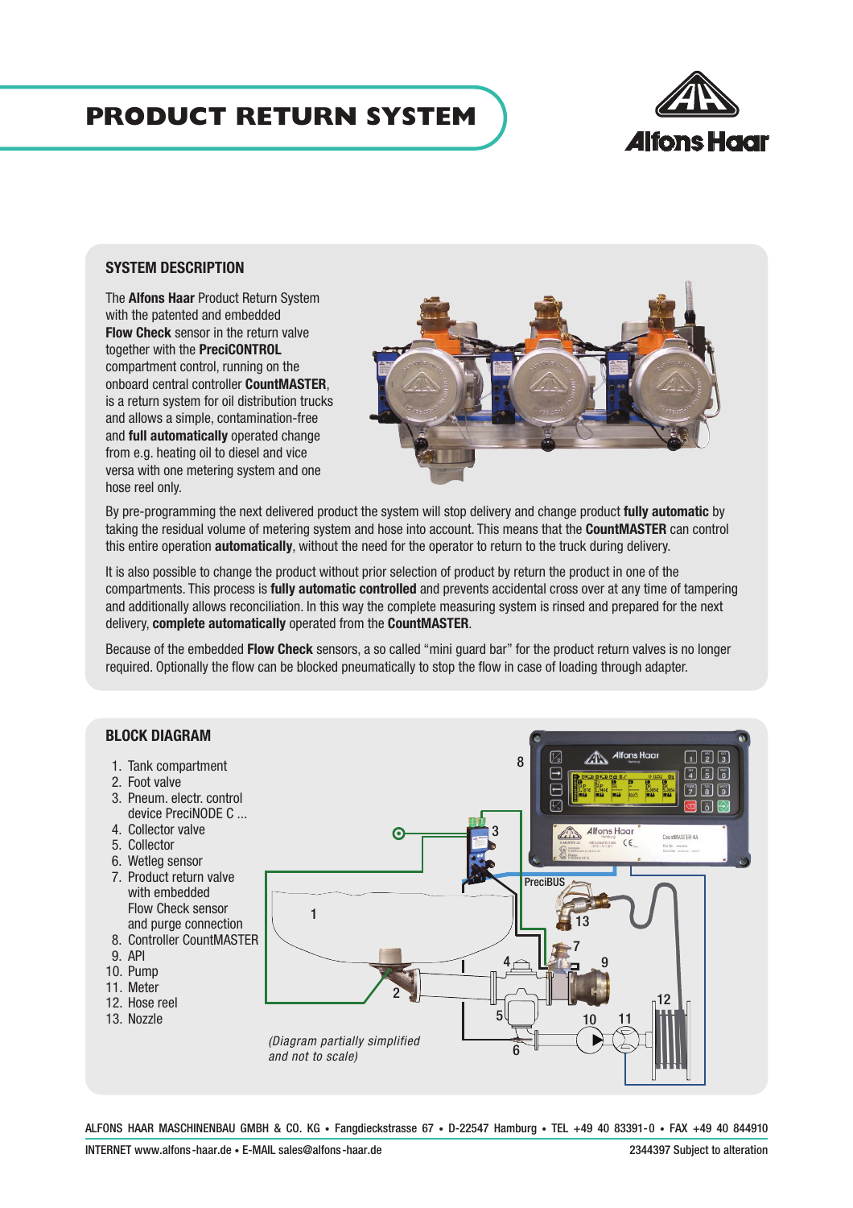# PRODUCT RETURN SYSTEM

Alfons Haar

## SYSTEM DESCRIPTION

The **Alfons Haar** Product Return System with the patented and embedded **Flow Check** sensor in the return valve together with the **PreciCONTROL** compartment control, running on the onboard central controller **CountMASTER**, is a return system for oil distribution trucks and allows a simple, contamination-free and **full automatically** operated change from e.g. heating oil to diesel and vice versa with one metering system and one hose reel only.

By pre-programming the next delivered product the system will stop delivery and change product **fully automatic** by taking the residual volume of metering system and hose into account. This means that the **CountMASTER** can control this entire operation **automatically**, without the need for the operator to return to the truck during delivery.

It is also possible to change the product without prior selection of product by return the product in one of the compartments. This process is **fully automatic controlled** and prevents accidental cross over at any time of tampering and additionally allows reconciliation. In this way the complete measuring system is rinsed and prepared for the next delivery, **complete automatically** operated from the **CountMASTER**.

Because of the embedded **Flow Check** sensors, a so called "mini guard bar" for the product return valves is no longer required. Optionally the flow can be blocked pneumatically to stop the flow in case of loading through adapter.

## BLOCK DIAGRAM

1. Tank compartment
2. Foot valve
3. Pneum. electr. control device PreciNODE C ...
4. Collector valve
5. Collector
6. Wetleg sensor
7. Product return valve with embedded Flow Check sensor and purge connection
8. Controller CountMASTER
9. API
10. Pump
11. Meter
12. Hose reel
13. Nozzle

PreciBUS

*(Diagram partially simplified and not to scale)*

ALFONS HAAR MASCHINENBAU GMBH & CO. KG • Fangdieckstrasse 67 • D-22547 Hamburg • TEL +49 40 83391-0 • FAX +49 40 844910
INTERNET www.alfons-haar.de • E-MAIL sales@alfons-haar.de

2344397 Subject to alteration